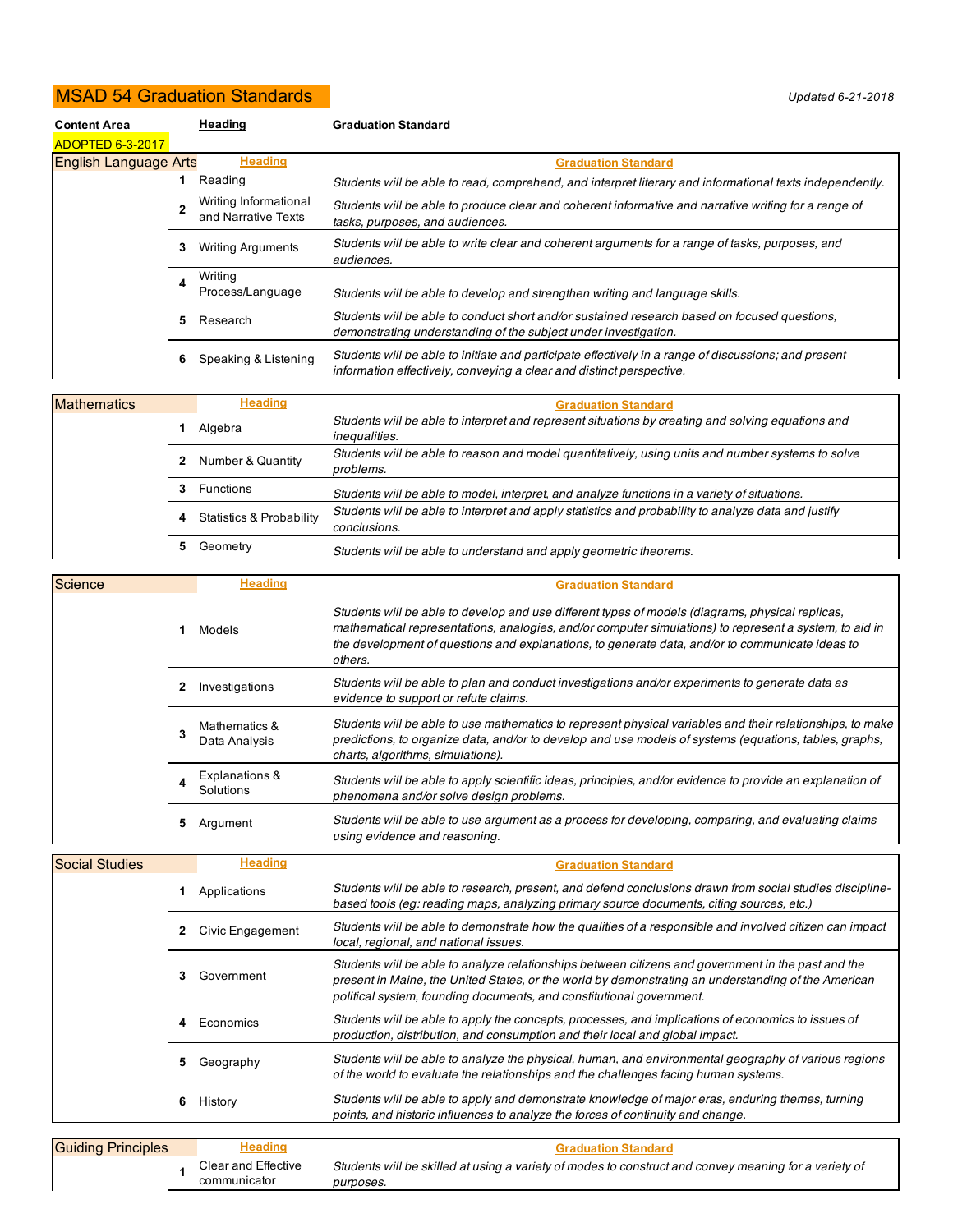# MSAD 54 Graduation Standards

*Updated 6-21-2018*

**Content Area** — **Heading** — **Graduation Standard**

ADOPTED 6-3-2017

## English Language Arts

| # | Heading | Graduation Standard |
|---|---|---|
| 1 | Reading | *Students will be able to read, comprehend, and interpret literary and informational texts independently.* |
| 2 | Writing Informational and Narrative Texts | *Students will be able to produce clear and coherent informative and narrative writing for a range of tasks, purposes, and audiences.* |
| 3 | Writing Arguments | *Students will be able to write clear and coherent arguments for a range of tasks, purposes, and audiences.* |
| 4 | Writing Process/Language | *Students will be able to develop and strengthen writing and language skills.* |
| 5 | Research | *Students will be able to conduct short and/or sustained research based on focused questions, demonstrating understanding of the subject under investigation.* |
| 6 | Speaking & Listening | *Students will be able to initiate and participate effectively in a range of discussions; and present information effectively, conveying a clear and distinct perspective.* |

## Mathematics

| # | Heading | Graduation Standard |
|---|---|---|
| 1 | Algebra | *Students will be able to interpret and represent situations by creating and solving equations and inequalities.* |
| 2 | Number & Quantity | *Students will be able to reason and model quantitatively, using units and number systems to solve problems.* |
| 3 | Functions | *Students will be able to model, interpret, and analyze functions in a variety of situations.* |
| 4 | Statistics & Probability | *Students will be able to interpret and apply statistics and probability to analyze data and justify conclusions.* |
| 5 | Geometry | *Students will be able to understand and apply geometric theorems.* |

## Science

| # | Heading | Graduation Standard |
|---|---|---|
| 1 | Models | *Students will be able to develop and use different types of models (diagrams, physical replicas, mathematical representations, analogies, and/or computer simulations) to represent a system, to aid in the development of questions and explanations, to generate data, and/or to communicate ideas to others.* |
| 2 | Investigations | *Students will be able to plan and conduct investigations and/or experiments to generate data as evidence to support or refute claims.* |
| 3 | Mathematics & Data Analysis | *Students will be able to use mathematics to represent physical variables and their relationships, to make predictions, to organize data, and/or to develop and use models of systems (equations, tables, graphs, charts, algorithms, simulations).* |
| 4 | Explanations & Solutions | *Students will be able to apply scientific ideas, principles, and/or evidence to provide an explanation of phenomena and/or solve design problems.* |
| 5 | Argument | *Students will be able to use argument as a process for developing, comparing, and evaluating claims using evidence and reasoning.* |

## Social Studies

| # | Heading | Graduation Standard |
|---|---|---|
| 1 | Applications | *Students will be able to research, present, and defend conclusions drawn from social studies discipline-based tools (eg: reading maps, analyzing primary source documents, citing sources, etc.)* |
| 2 | Civic Engagement | *Students will be able to demonstrate how the qualities of a responsible and involved citizen can impact local, regional, and national issues.* |
| 3 | Government | *Students will be able to analyze relationships between citizens and government in the past and the present in Maine, the United States, or the world by demonstrating an understanding of the American political system, founding documents, and constitutional government.* |
| 4 | Economics | *Students will be able to apply the concepts, processes, and implications of economics to issues of production, distribution, and consumption and their local and global impact.* |
| 5 | Geography | *Students will be able to analyze the physical, human, and environmental geography of various regions of the world to evaluate the relationships and the challenges facing human systems.* |
| 6 | History | *Students will be able to apply and demonstrate knowledge of major eras, enduring themes, turning points, and historic influences to analyze the forces of continuity and change.* |

## Guiding Principles

| # | Heading | Graduation Standard |
|---|---|---|
| 1 | Clear and Effective communicator | *Students will be skilled at using a variety of modes to construct and convey meaning for a variety of purposes.* |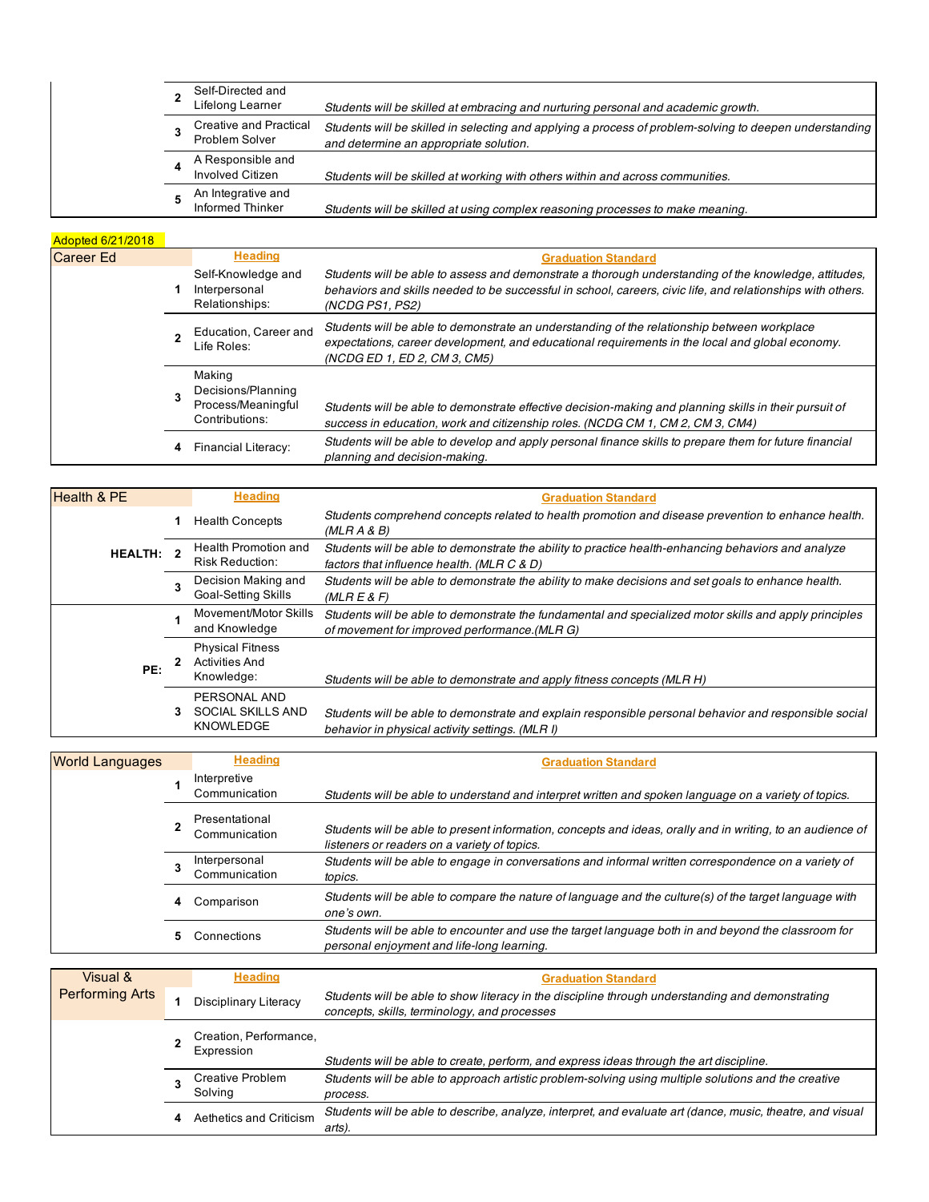| | | | |
|---|---|---|---|
| | 2 | Self-Directed and Lifelong Learner | *Students will be skilled at embracing and nurturing personal and academic growth.* |
| | 3 | Creative and Practical Problem Solver | *Students will be skilled in selecting and applying a process of problem-solving to deepen understanding and determine an appropriate solution.* |
| | 4 | A Responsible and Involved Citizen | *Students will be skilled at working with others within and across communities.* |
| | 5 | An Integrative and Informed Thinker | *Students will be skilled at using complex reasoning processes to make meaning.* |

Adopted 6/21/2018

| Career Ed | | Heading | Graduation Standard |
|---|---|---|---|
| | 1 | Self-Knowledge and Interpersonal Relationships: | *Students will be able to assess and demonstrate a thorough understanding of the knowledge, attitudes, behaviors and skills needed to be successful in school, careers, civic life, and relationships with others. (NCDG PS1, PS2)* |
| | 2 | Education, Career and Life Roles: | *Students will be able to demonstrate an understanding of the relationship between workplace expectations, career development, and educational requirements in the local and global economy. (NCDG ED 1, ED 2, CM 3, CM5)* |
| | 3 | Making Decisions/Planning Process/Meaningful Contributions: | *Students will be able to demonstrate effective decision-making and planning skills in their pursuit of success in education, work and citizenship roles. (NCDG CM 1, CM 2, CM 3, CM4)* |
| | 4 | Financial Literacy: | *Students will be able to develop and apply personal finance skills to prepare them for future financial planning and decision-making.* |

| Health & PE | | Heading | Graduation Standard |
|---|---|---|---|
| | 1 | Health Concepts | *Students comprehend concepts related to health promotion and disease prevention to enhance health. (MLR A & B)* |
| **HEALTH:** | 2 | Health Promotion and Risk Reduction: | *Students will be able to demonstrate the ability to practice health-enhancing behaviors and analyze factors that influence health. (MLR C & D)* |
| | 3 | Decision Making and Goal-Setting Skills | *Students will be able to demonstrate the ability to make decisions and set goals to enhance health. (MLR E & F)* |
| | 1 | Movement/Motor Skills and Knowledge | *Students will be able to demonstrate the fundamental and specialized motor skills and apply principles of movement for improved performance.(MLR G)* |
| **PE:** | 2 | Physical Fitness Activities And Knowledge: | *Students will be able to demonstrate and apply fitness concepts (MLR H)* |
| | 3 | PERSONAL AND SOCIAL SKILLS AND KNOWLEDGE | *Students will be able to demonstrate and explain responsible personal behavior and responsible social behavior in physical activity settings. (MLR I)* |

| World Languages | | Heading | Graduation Standard |
|---|---|---|---|
| | 1 | Interpretive Communication | *Students will be able to understand and interpret written and spoken language on a variety of topics.* |
| | 2 | Presentational Communication | *Students will be able to present information, concepts and ideas, orally and in writing, to an audience of listeners or readers on a variety of topics.* |
| | 3 | Interpersonal Communication | *Students will be able to engage in conversations and informal written correspondence on a variety of topics.* |
| | 4 | Comparison | *Students will be able to compare the nature of language and the culture(s) of the target language with one's own.* |
| | 5 | Connections | *Students will be able to encounter and use the target language both in and beyond the classroom for personal enjoyment and life-long learning.* |

| Visual & Performing Arts | | Heading | Graduation Standard |
|---|---|---|---|
| | 1 | Disciplinary Literacy | *Students will be able to show literacy in the discipline through understanding and demonstrating concepts, skills, terminology, and processes* |
| | 2 | Creation, Performance, Expression | *Students will be able to create, perform, and express ideas through the art discipline.* |
| | 3 | Creative Problem Solving | *Students will be able to approach artistic problem-solving using multiple solutions and the creative process.* |
| | 4 | Aethetics and Criticism | *Students will be able to describe, analyze, interpret, and evaluate art (dance, music, theatre, and visual arts).* |